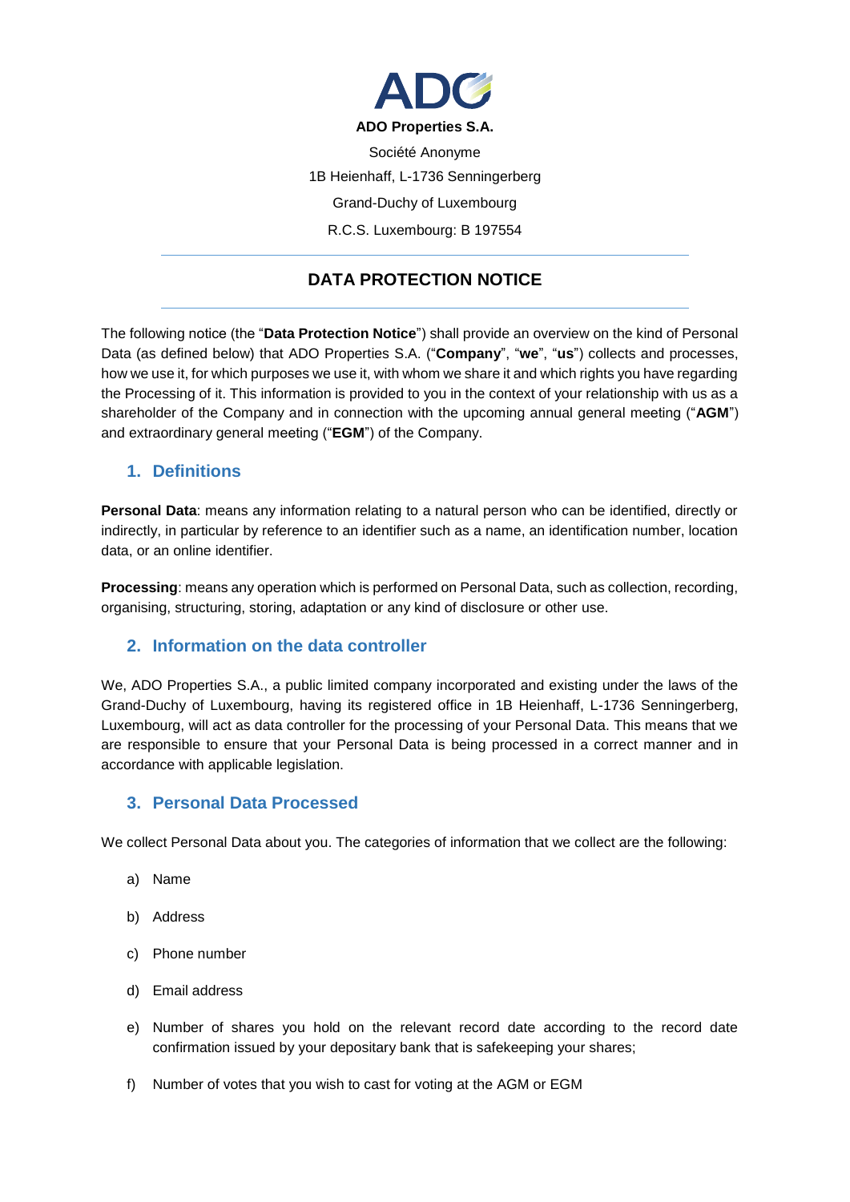**ADO Properties S.A.**

Société Anonyme

1B Heienhaff, L-1736 Senningerberg

Grand-Duchy of Luxembourg

R.C.S. Luxembourg: B 197554

# DATA PROTECTION NOTICE

The following notice (the "**Data Protection Notice**") shall provide an overview on the kind of Personal Data (as defined below) that ADO Properties S.A. ("**Company**", "**we**", "**us**") collects and processes, how we use it, for which purposes we use it, with whom we share it and which rights you have regarding the Processing of it. This information is provided to you in the context of your relationship with us as a shareholder of the Company and in connection with the upcoming annual general meeting ("**AGM**") and extraordinary general meeting ("**EGM**") of the Company.

## 1. Definitions

**Personal Data**: means any information relating to a natural person who can be identified, directly or indirectly, in particular by reference to an identifier such as a name, an identification number, location data, or an online identifier.

**Processing**: means any operation which is performed on Personal Data, such as collection, recording, organising, structuring, storing, adaptation or any kind of disclosure or other use.

## 2. Information on the data controller

We, ADO Properties S.A., a public limited company incorporated and existing under the laws of the Grand-Duchy of Luxembourg, having its registered office in 1B Heienhaff, L-1736 Senningerberg, Luxembourg, will act as data controller for the processing of your Personal Data. This means that we are responsible to ensure that your Personal Data is being processed in a correct manner and in accordance with applicable legislation.

## 3. Personal Data Processed

We collect Personal Data about you. The categories of information that we collect are the following:

a) Name

b) Address

c) Phone number

d) Email address

e) Number of shares you hold on the relevant record date according to the record date confirmation issued by your depositary bank that is safekeeping your shares;

f) Number of votes that you wish to cast for voting at the AGM or EGM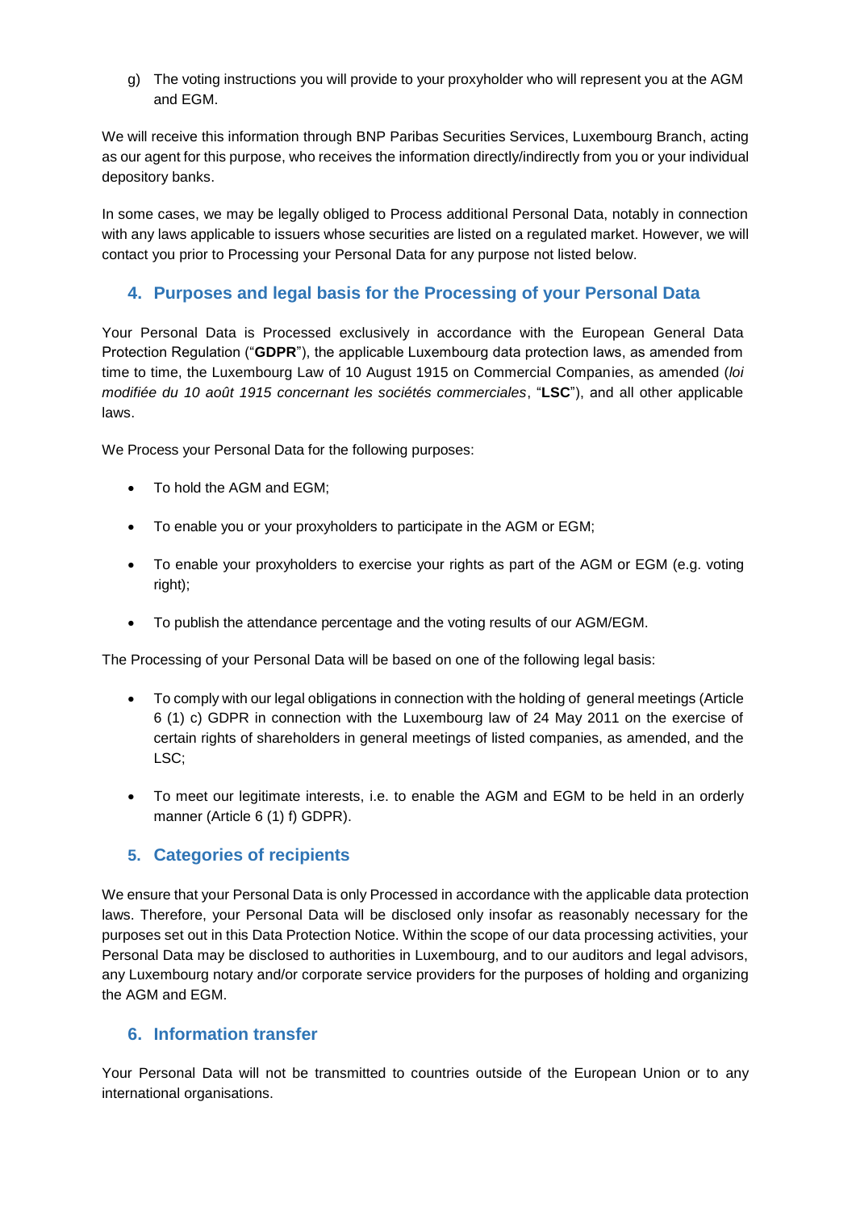g) The voting instructions you will provide to your proxyholder who will represent you at the AGM and EGM.

We will receive this information through BNP Paribas Securities Services, Luxembourg Branch, acting as our agent for this purpose, who receives the information directly/indirectly from you or your individual depository banks.

In some cases, we may be legally obliged to Process additional Personal Data, notably in connection with any laws applicable to issuers whose securities are listed on a regulated market. However, we will contact you prior to Processing your Personal Data for any purpose not listed below.

## 4. Purposes and legal basis for the Processing of your Personal Data

Your Personal Data is Processed exclusively in accordance with the European General Data Protection Regulation ("**GDPR**"), the applicable Luxembourg data protection laws, as amended from time to time, the Luxembourg Law of 10 August 1915 on Commercial Companies, as amended (*loi modifiée du 10 août 1915 concernant les sociétés commerciales*, "**LSC**"), and all other applicable laws.

We Process your Personal Data for the following purposes:

- To hold the AGM and EGM;
- To enable you or your proxyholders to participate in the AGM or EGM;
- To enable your proxyholders to exercise your rights as part of the AGM or EGM (e.g. voting right);
- To publish the attendance percentage and the voting results of our AGM/EGM.

The Processing of your Personal Data will be based on one of the following legal basis:

- To comply with our legal obligations in connection with the holding of general meetings (Article 6 (1) c) GDPR in connection with the Luxembourg law of 24 May 2011 on the exercise of certain rights of shareholders in general meetings of listed companies, as amended, and the LSC;
- To meet our legitimate interests, i.e. to enable the AGM and EGM to be held in an orderly manner (Article 6 (1) f) GDPR).

## 5. Categories of recipients

We ensure that your Personal Data is only Processed in accordance with the applicable data protection laws. Therefore, your Personal Data will be disclosed only insofar as reasonably necessary for the purposes set out in this Data Protection Notice. Within the scope of our data processing activities, your Personal Data may be disclosed to authorities in Luxembourg, and to our auditors and legal advisors, any Luxembourg notary and/or corporate service providers for the purposes of holding and organizing the AGM and EGM.

## 6. Information transfer

Your Personal Data will not be transmitted to countries outside of the European Union or to any international organisations.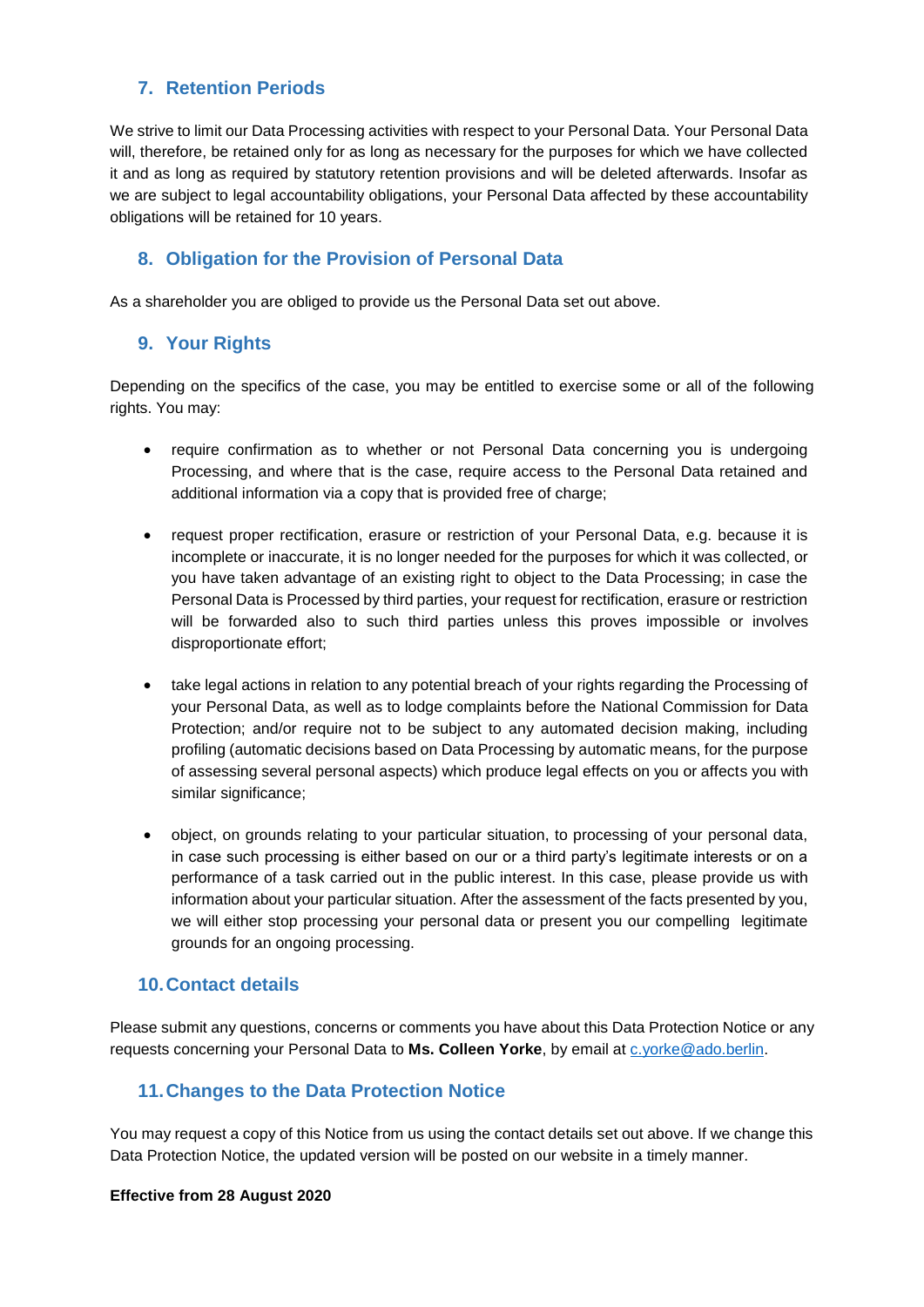## 7. Retention Periods

We strive to limit our Data Processing activities with respect to your Personal Data. Your Personal Data will, therefore, be retained only for as long as necessary for the purposes for which we have collected it and as long as required by statutory retention provisions and will be deleted afterwards. Insofar as we are subject to legal accountability obligations, your Personal Data affected by these accountability obligations will be retained for 10 years.

## 8. Obligation for the Provision of Personal Data

As a shareholder you are obliged to provide us the Personal Data set out above.

## 9. Your Rights

Depending on the specifics of the case, you may be entitled to exercise some or all of the following rights. You may:

- require confirmation as to whether or not Personal Data concerning you is undergoing Processing, and where that is the case, require access to the Personal Data retained and additional information via a copy that is provided free of charge;

- request proper rectification, erasure or restriction of your Personal Data, e.g. because it is incomplete or inaccurate, it is no longer needed for the purposes for which it was collected, or you have taken advantage of an existing right to object to the Data Processing; in case the Personal Data is Processed by third parties, your request for rectification, erasure or restriction will be forwarded also to such third parties unless this proves impossible or involves disproportionate effort;

- take legal actions in relation to any potential breach of your rights regarding the Processing of your Personal Data, as well as to lodge complaints before the National Commission for Data Protection; and/or require not to be subject to any automated decision making, including profiling (automatic decisions based on Data Processing by automatic means, for the purpose of assessing several personal aspects) which produce legal effects on you or affects you with similar significance;

- object, on grounds relating to your particular situation, to processing of your personal data, in case such processing is either based on our or a third party's legitimate interests or on a performance of a task carried out in the public interest. In this case, please provide us with information about your particular situation. After the assessment of the facts presented by you, we will either stop processing your personal data or present you our compelling legitimate grounds for an ongoing processing.

## 10. Contact details

Please submit any questions, concerns or comments you have about this Data Protection Notice or any requests concerning your Personal Data to **Ms. Colleen Yorke**, by email at c.yorke@ado.berlin.

## 11. Changes to the Data Protection Notice

You may request a copy of this Notice from us using the contact details set out above. If we change this Data Protection Notice, the updated version will be posted on our website in a timely manner.

**Effective from 28 August 2020**